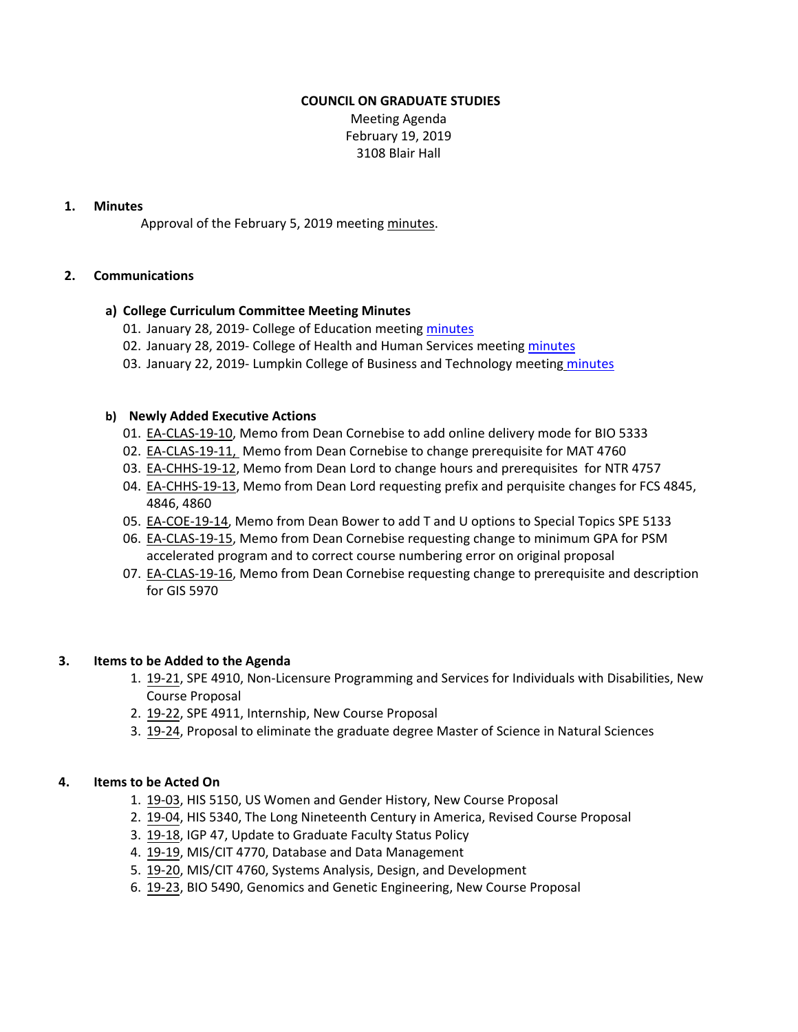# COUNCIL ON GRADUATE STUDIES

Meeting Agenda
February 19, 2019
3108 Blair Hall

## 1. Minutes

Approval of the February 5, 2019 meeting minutes.

## 2. Communications

### a) College Curriculum Committee Meeting Minutes

01. January 28, 2019- College of Education meeting minutes
02. January 28, 2019- College of Health and Human Services meeting minutes
03. January 22, 2019- Lumpkin College of Business and Technology meeting minutes

### b) Newly Added Executive Actions

01. EA-CLAS-19-10, Memo from Dean Cornebise to add online delivery mode for BIO 5333
02. EA-CLAS-19-11, Memo from Dean Cornebise to change prerequisite for MAT 4760
03. EA-CHHS-19-12, Memo from Dean Lord to change hours and prerequisites for NTR 4757
04. EA-CHHS-19-13, Memo from Dean Lord requesting prefix and perquisite changes for FCS 4845, 4846, 4860
05. EA-COE-19-14, Memo from Dean Bower to add T and U options to Special Topics SPE 5133
06. EA-CLAS-19-15, Memo from Dean Cornebise requesting change to minimum GPA for PSM accelerated program and to correct course numbering error on original proposal
07. EA-CLAS-19-16, Memo from Dean Cornebise requesting change to prerequisite and description for GIS 5970

## 3. Items to be Added to the Agenda

1. 19-21, SPE 4910, Non-Licensure Programming and Services for Individuals with Disabilities, New Course Proposal
2. 19-22, SPE 4911, Internship, New Course Proposal
3. 19-24, Proposal to eliminate the graduate degree Master of Science in Natural Sciences

## 4. Items to be Acted On

1. 19-03, HIS 5150, US Women and Gender History, New Course Proposal
2. 19-04, HIS 5340, The Long Nineteenth Century in America, Revised Course Proposal
3. 19-18, IGP 47, Update to Graduate Faculty Status Policy
4. 19-19, MIS/CIT 4770, Database and Data Management
5. 19-20, MIS/CIT 4760, Systems Analysis, Design, and Development
6. 19-23, BIO 5490, Genomics and Genetic Engineering, New Course Proposal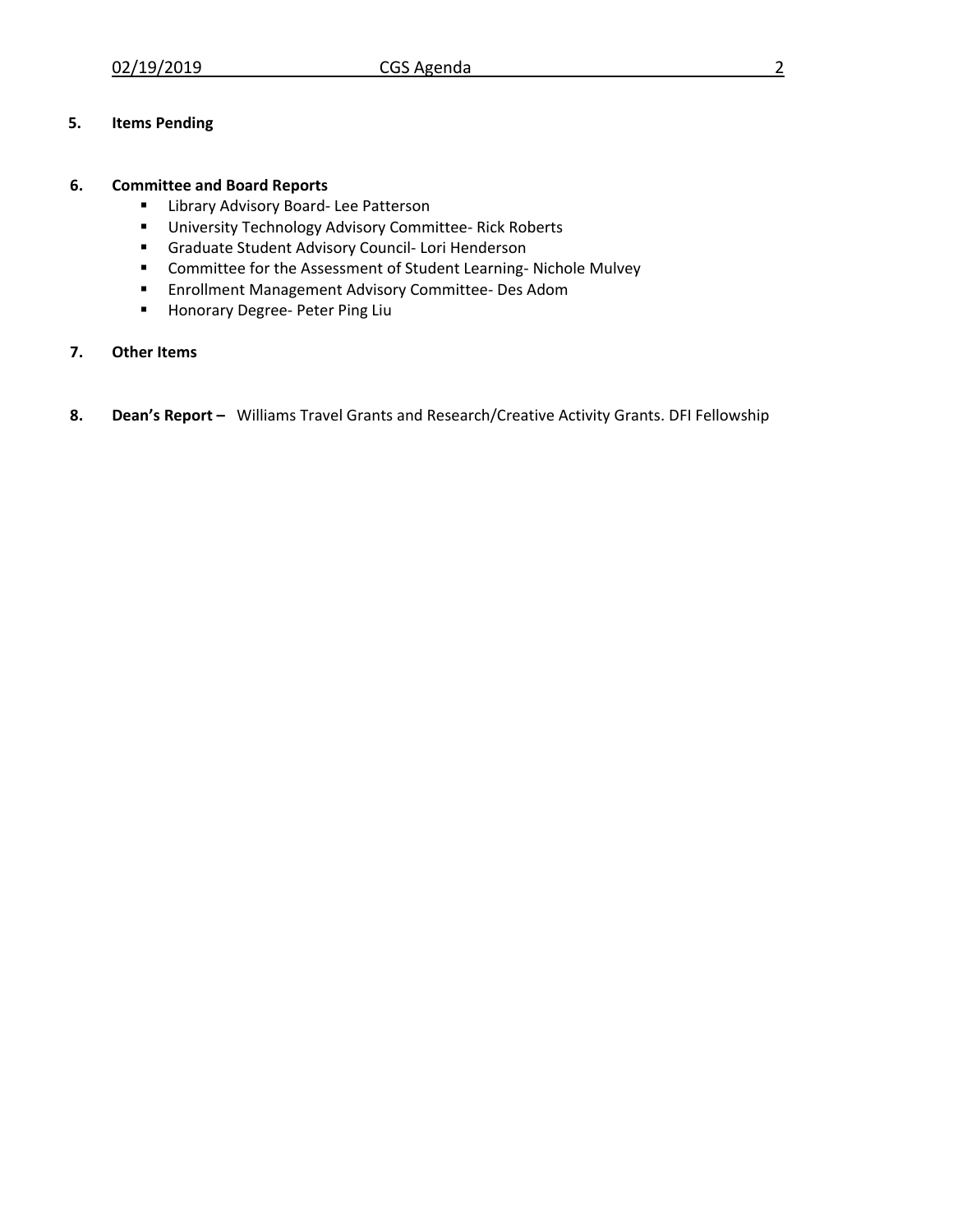**5. Items Pending**

**6. Committee and Board Reports**

- Library Advisory Board- Lee Patterson
- University Technology Advisory Committee- Rick Roberts
- Graduate Student Advisory Council- Lori Henderson
- Committee for the Assessment of Student Learning- Nichole Mulvey
- Enrollment Management Advisory Committee- Des Adom
- Honorary Degree- Peter Ping Liu

**7. Other Items**

**8. Dean's Report –** Williams Travel Grants and Research/Creative Activity Grants. DFI Fellowship